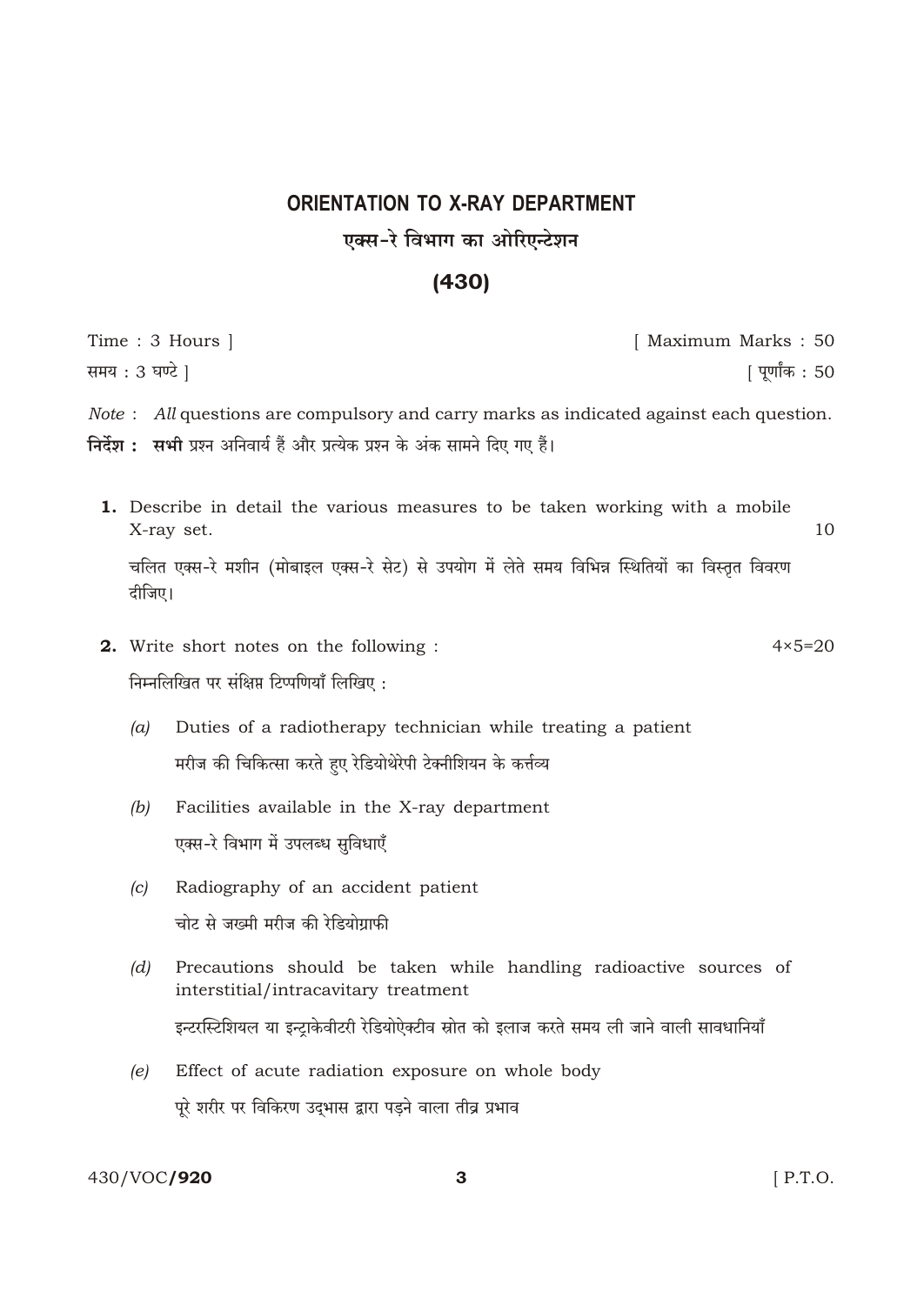# ORIENTATION TO X-RAY DEPARTMENT

## एक्स-रे विभाग का ओरिएन्टेशन

## (430)

Time : 3 Hours ] [ Maximum Marks : 50

समय : 3 घण्टे ] [ पूर्णांक : 50

*Note* : *All* questions are compulsory and carry marks as indicated against each question.

**निर्देश : सभी** प्रश्न अनिवार्य हैं और प्रत्येक प्रश्न के अंक सामने दिए गए हैं।

**1.** Describe in detail the various measures to be taken working with a mobile X-ray set. 10

चलित एक्स-रे मशीन (मोबाइल एक्स-रे सेट) से उपयोग में लेते समय विभिन्न स्थितियों का विस्तृत विवरण दीजिए।

**2.** Write short notes on the following : 4×5=20

निम्नलिखित पर संक्षिप्त टिप्पणियाँ लिखिए :

*(a)* Duties of a radiotherapy technician while treating a patient

मरीज की चिकित्सा करते हुए रेडियोथेरेपी टेक्नीशियन के कर्त्तव्य

*(b)* Facilities available in the X-ray department

एक्स-रे विभाग में उपलब्ध सुविधाएँ

*(c)* Radiography of an accident patient

चोट से जख्मी मरीज की रेडियोग्राफी

*(d)* Precautions should be taken while handling radioactive sources of interstitial/intracavitary treatment

इन्टरस्टिशियल या इन्ट्राकेवीटरी रेडियोऐक्टीव स्रोत को इलाज करते समय ली जाने वाली सावधानियाँ

*(e)* Effect of acute radiation exposure on whole body

पूरे शरीर पर विकिरण उद्भास द्वारा पड़ने वाला तीव्र प्रभाव

430/VOC/**920** [ P.T.O.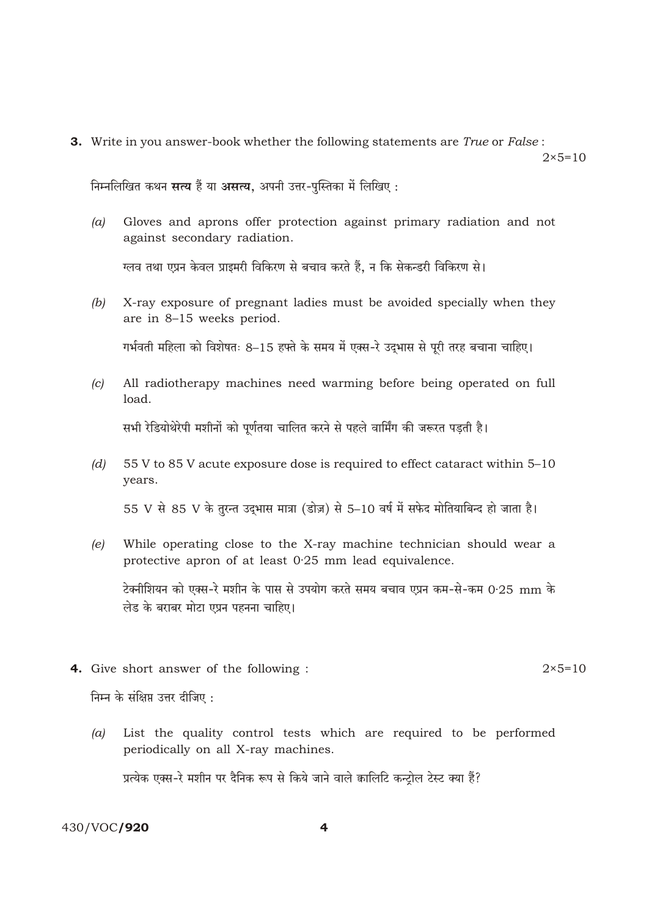**3.** Write in you answer-book whether the following statements are *True* or *False* : $2 \times 5 = 10$

निम्नलिखित कथन **सत्य** हैं या **असत्य**, अपनी उत्तर-पुस्तिका में लिखिए :

*(a)* Gloves and aprons offer protection against primary radiation and not against secondary radiation.

ग्लव तथा एप्रन केवल प्राइमरी विकिरण से बचाव करते हैं, न कि सेकन्डरी विकिरण से।

*(b)* X-ray exposure of pregnant ladies must be avoided specially when they are in 8–15 weeks period.

गर्भवती महिला को विशेषतः 8–15 हफ्ते के समय में एक्स-रे उद्‌भास से पूरी तरह बचाना चाहिए।

*(c)* All radiotherapy machines need warming before being operated on full load.

सभी रेडियोथेरेपी मशीनों को पूर्णतया चालित करने से पहले वार्मिंग की जरूरत पड़ती है।

*(d)* 55 V to 85 V acute exposure dose is required to effect cataract within 5–10 years.

55 V से 85 V के तुरन्त उद्‌भास मात्रा (डोज़) से 5–10 वर्ष में सफेद मोतियाबिन्द हो जाता है।

*(e)* While operating close to the X-ray machine technician should wear a protective apron of at least 0·25 mm lead equivalence.

टेक्नीशियन को एक्स-रे मशीन के पास से उपयोग करते समय बचाव एप्रन कम-से-कम 0·25 mm के लेड के बराबर मोटा एप्रन पहनना चाहिए।

**4.** Give short answer of the following : $2 \times 5 = 10$

निम्न के संक्षिप्त उत्तर दीजिए :

*(a)* List the quality control tests which are required to be performed periodically on all X-ray machines.

प्रत्येक एक्स-रे मशीन पर दैनिक रूप से किये जाने वाले क्वालिटि कन्ट्रोल टेस्ट क्या हैं?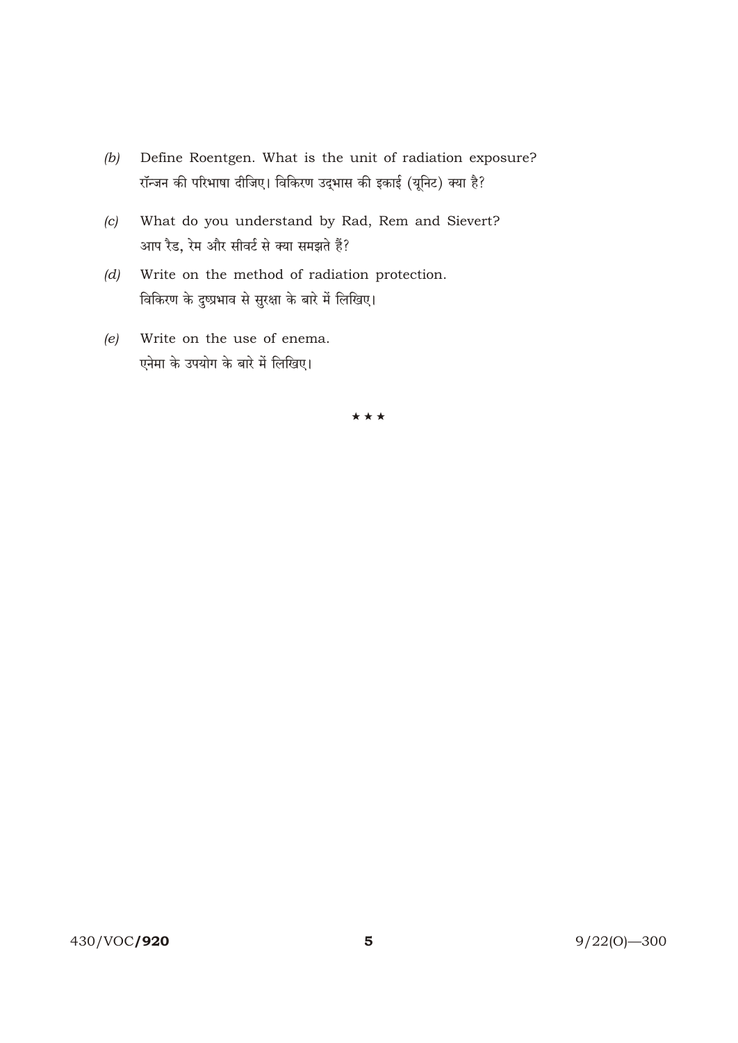(b) Define Roentgen. What is the unit of radiation exposure?
रॉन्जन की परिभाषा दीजिए। विकिरण उद्‌भास की इकाई (यूनिट) क्या है?

(c) What do you understand by Rad, Rem and Sievert?
आप रैड, रेम और सीवर्ट से क्या समझते हैं?

(d) Write on the method of radiation protection.
विकिरण के दुष्प्रभाव से सुरक्षा के बारे में लिखिए।

(e) Write on the use of enema.
एनेमा के उपयोग के बारे में लिखिए।

★ ★ ★